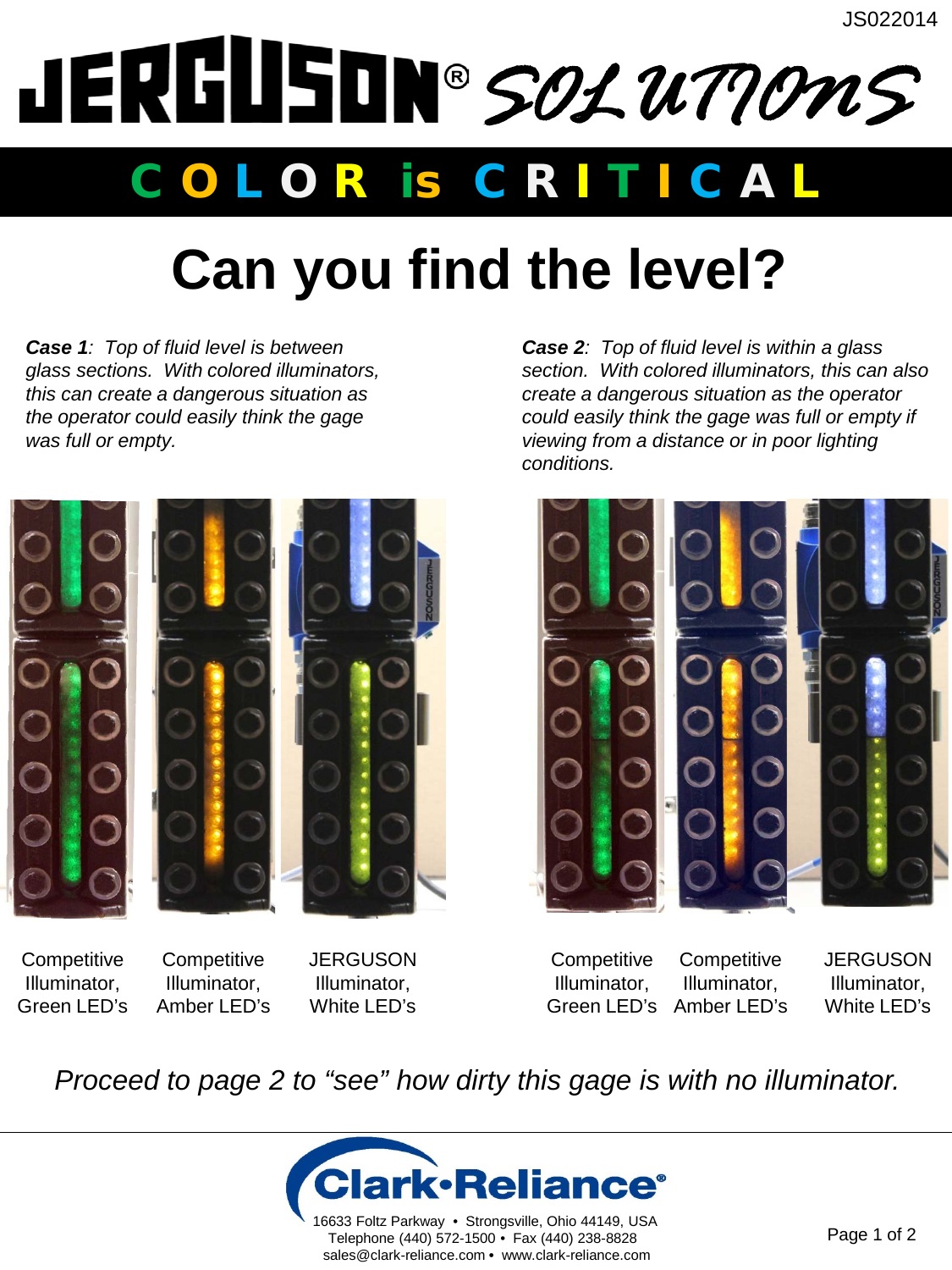# JERGUSON® SOLUTIONS

## COLOR is CRITICAL

# Can you find the level?

***Case 1**: Top of fluid level is between glass sections. With colored illuminators, this can create a dangerous situation as the operator could easily think the gage was full or empty.*

Competitive Illuminator, Green LED's

Competitive Illuminator, Amber LED's

JERGUSON Illuminator, White LED's

***Case 2**: Top of fluid level is within a glass section. With colored illuminators, this can also create a dangerous situation as the operator could easily think the gage was full or empty if viewing from a distance or in poor lighting conditions.*

Competitive Illuminator, Green LED's

Competitive Illuminator, Amber LED's

JERGUSON Illuminator, White LED's

*Proceed to page 2 to "see" how dirty this gage is with no illuminator.*

Clark•Reliance®

16633 Foltz Parkway • Strongsville, Ohio 44149, USA
Telephone (440) 572-1500 • Fax (440) 238-8828
sales@clark-reliance.com • www.clark-reliance.com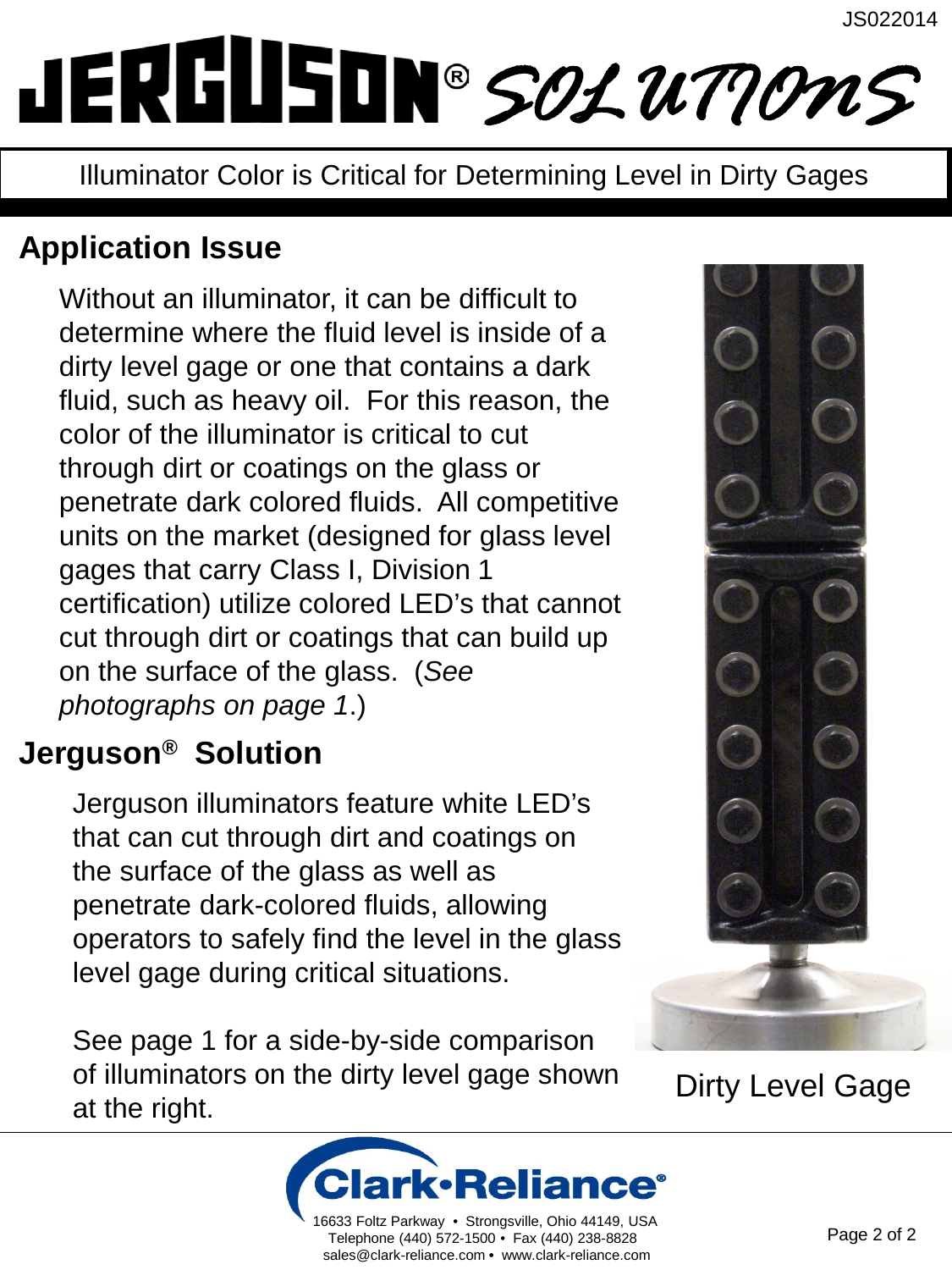JS022014

# JERGUSON® SOLUTIONS

Illuminator Color is Critical for Determining Level in Dirty Gages

## Application Issue

Without an illuminator, it can be difficult to determine where the fluid level is inside of a dirty level gage or one that contains a dark fluid, such as heavy oil. For this reason, the color of the illuminator is critical to cut through dirt or coatings on the glass or penetrate dark colored fluids. All competitive units on the market (designed for glass level gages that carry Class I, Division 1 certification) utilize colored LED's that cannot cut through dirt or coatings that can build up on the surface of the glass. (*See photographs on page 1*.)

## Jerguson® Solution

Jerguson illuminators feature white LED's that can cut through dirt and coatings on the surface of the glass as well as penetrate dark-colored fluids, allowing operators to safely find the level in the glass level gage during critical situations.

See page 1 for a side-by-side comparison of illuminators on the dirty level gage shown at the right.

Dirty Level Gage

Clark·Reliance®

16633 Foltz Parkway • Strongsville, Ohio 44149, USA
Telephone (440) 572-1500 • Fax (440) 238-8828
sales@clark-reliance.com • www.clark-reliance.com